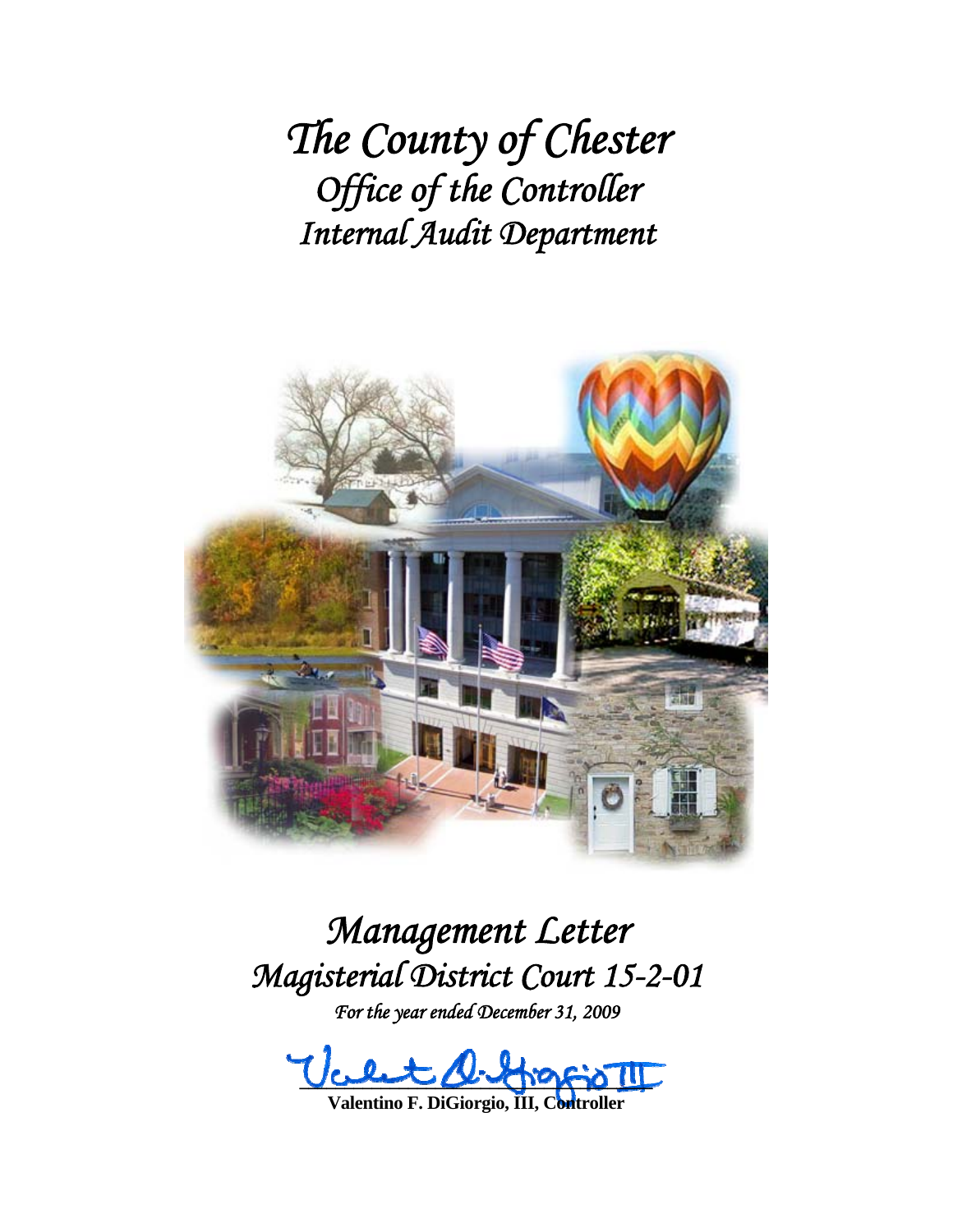# The County of Chester
## Office of the Controller
## Internal Audit Department

# Management Letter
## Magisterial District Court 15-2-01

*For the year ended December 31, 2009*

**Valentino F. DiGiorgio, III, Controller**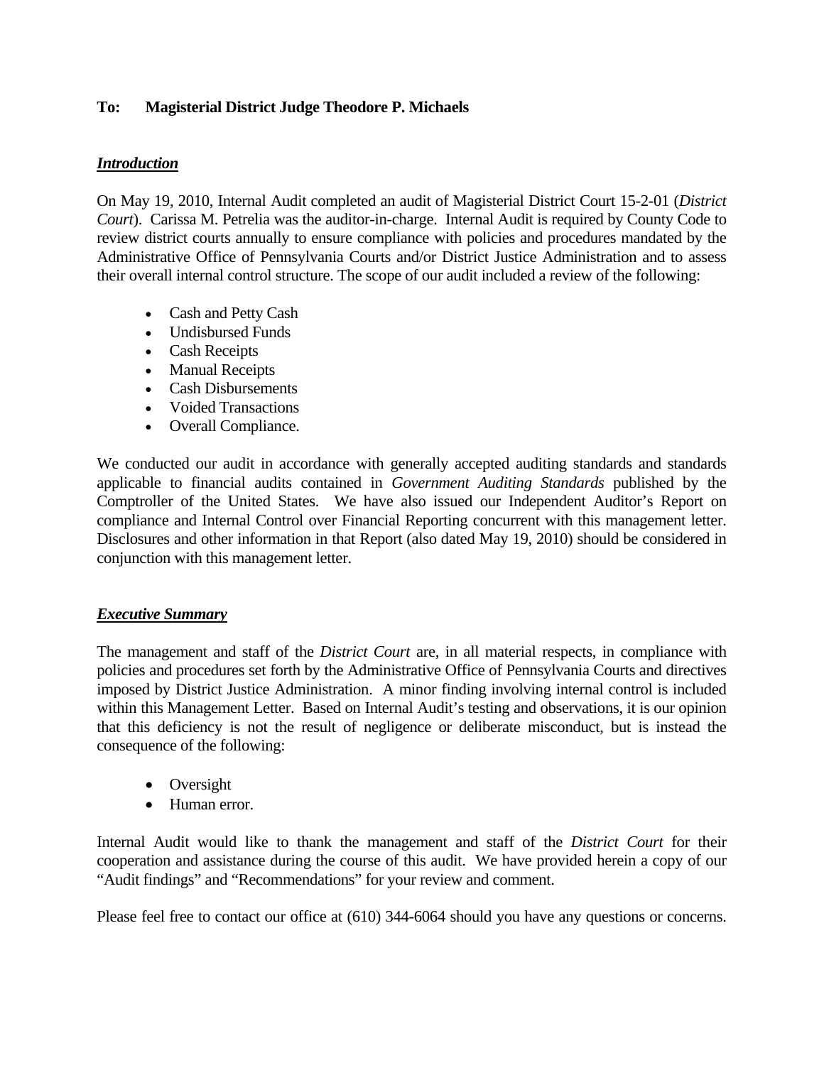**To: Magisterial District Judge Theodore P. Michaels**

***Introduction***

On May 19, 2010, Internal Audit completed an audit of Magisterial District Court 15-2-01 (*District Court*). Carissa M. Petrelia was the auditor-in-charge. Internal Audit is required by County Code to review district courts annually to ensure compliance with policies and procedures mandated by the Administrative Office of Pennsylvania Courts and/or District Justice Administration and to assess their overall internal control structure. The scope of our audit included a review of the following:

- Cash and Petty Cash
- Undisbursed Funds
- Cash Receipts
- Manual Receipts
- Cash Disbursements
- Voided Transactions
- Overall Compliance.

We conducted our audit in accordance with generally accepted auditing standards and standards applicable to financial audits contained in *Government Auditing Standards* published by the Comptroller of the United States. We have also issued our Independent Auditor's Report on compliance and Internal Control over Financial Reporting concurrent with this management letter. Disclosures and other information in that Report (also dated May 19, 2010) should be considered in conjunction with this management letter.

***Executive Summary***

The management and staff of the *District Court* are, in all material respects, in compliance with policies and procedures set forth by the Administrative Office of Pennsylvania Courts and directives imposed by District Justice Administration. A minor finding involving internal control is included within this Management Letter. Based on Internal Audit's testing and observations, it is our opinion that this deficiency is not the result of negligence or deliberate misconduct, but is instead the consequence of the following:

- Oversight
- Human error.

Internal Audit would like to thank the management and staff of the *District Court* for their cooperation and assistance during the course of this audit. We have provided herein a copy of our "Audit findings" and "Recommendations" for your review and comment.

Please feel free to contact our office at (610) 344-6064 should you have any questions or concerns.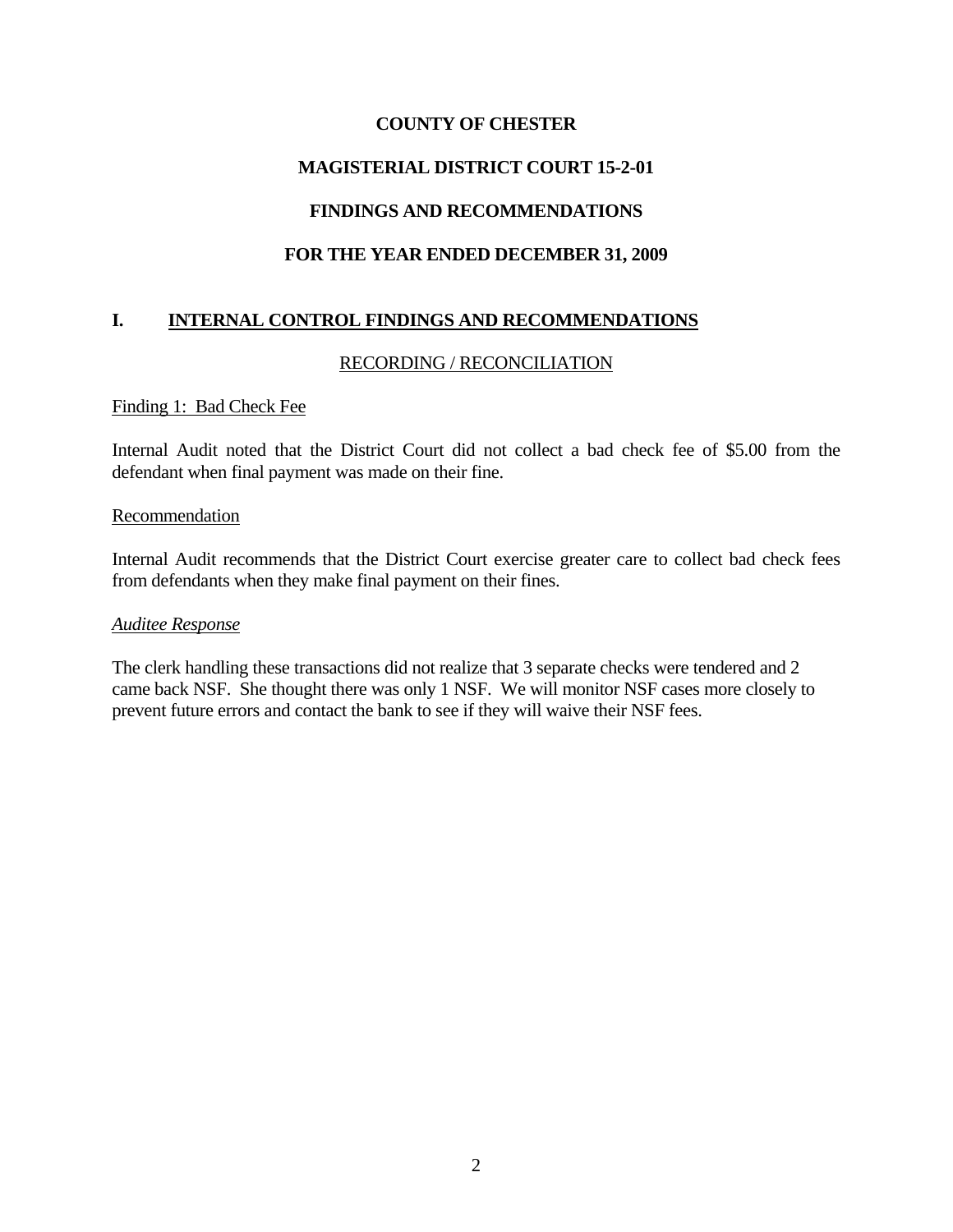# COUNTY OF CHESTER

## MAGISTERIAL DISTRICT COURT 15-2-01

## FINDINGS AND RECOMMENDATIONS

## FOR THE YEAR ENDED DECEMBER 31, 2009

## I. INTERNAL CONTROL FINDINGS AND RECOMMENDATIONS

### RECORDING / RECONCILIATION

Finding 1: Bad Check Fee

Internal Audit noted that the District Court did not collect a bad check fee of $5.00 from the defendant when final payment was made on their fine.

Recommendation

Internal Audit recommends that the District Court exercise greater care to collect bad check fees from defendants when they make final payment on their fines.

*Auditee Response*

The clerk handling these transactions did not realize that 3 separate checks were tendered and 2 came back NSF. She thought there was only 1 NSF. We will monitor NSF cases more closely to prevent future errors and contact the bank to see if they will waive their NSF fees.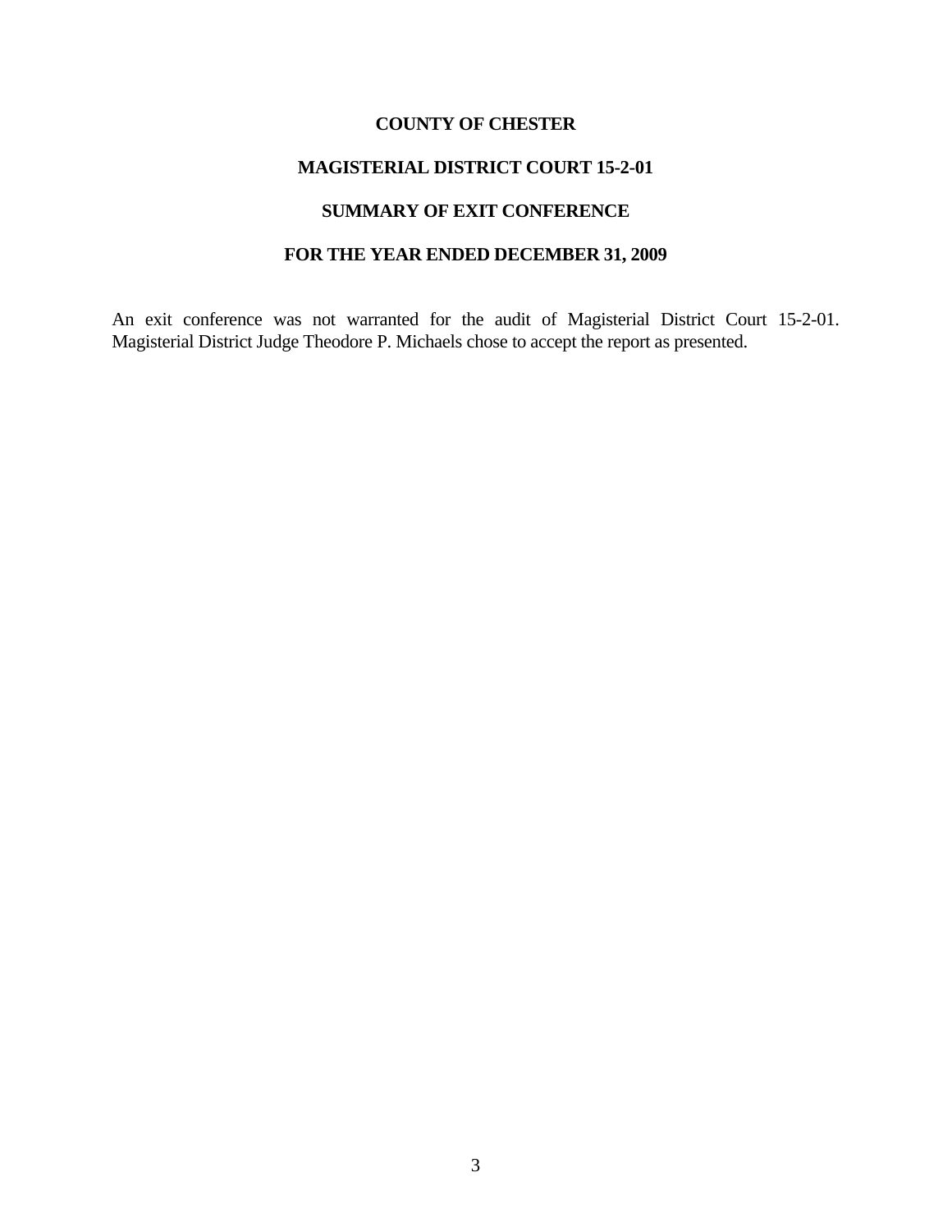**COUNTY OF CHESTER**

**MAGISTERIAL DISTRICT COURT 15-2-01**

**SUMMARY OF EXIT CONFERENCE**

**FOR THE YEAR ENDED DECEMBER 31, 2009**

An exit conference was not warranted for the audit of Magisterial District Court 15-2-01. Magisterial District Judge Theodore P. Michaels chose to accept the report as presented.